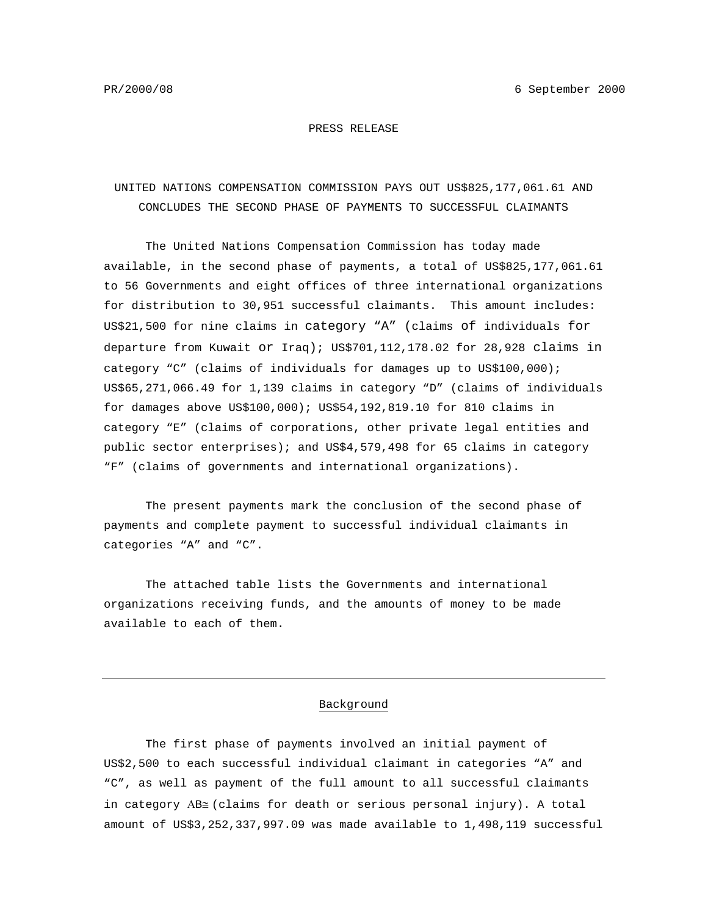PR/2000/08 6 September 2000

PRESS RELEASE

UNITED NATIONS COMPENSATION COMMISSION PAYS OUT US$825,177,061.61 AND CONCLUDES THE SECOND PHASE OF PAYMENTS TO SUCCESSFUL CLAIMANTS

The United Nations Compensation Commission has today made available, in the second phase of payments, a total of US$825,177,061.61 to 56 Governments and eight offices of three international organizations for distribution to 30,951 successful claimants. This amount includes: US$21,500 for nine claims in category "A" (claims of individuals for departure from Kuwait or Iraq); US$701,112,178.02 for 28,928 claims in category "C" (claims of individuals for damages up to US$100,000); US$65,271,066.49 for 1,139 claims in category "D" (claims of individuals for damages above US$100,000); US$54,192,819.10 for 810 claims in category "E" (claims of corporations, other private legal entities and public sector enterprises); and US$4,579,498 for 65 claims in category "F" (claims of governments and international organizations).

The present payments mark the conclusion of the second phase of payments and complete payment to successful individual claimants in categories "A" and "C".

The attached table lists the Governments and international organizations receiving funds, and the amounts of money to be made available to each of them.

---

## Background

The first phase of payments involved an initial payment of US$2,500 to each successful individual claimant in categories "A" and "C", as well as payment of the full amount to all successful claimants in category AB≅ (claims for death or serious personal injury). A total amount of US$3,252,337,997.09 was made available to 1,498,119 successful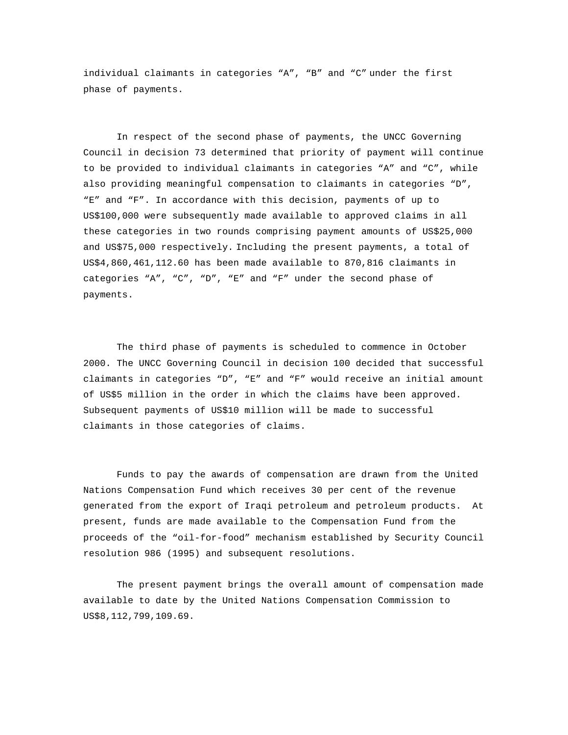individual claimants in categories “A”, “B” and “C” under the first phase of payments.

In respect of the second phase of payments, the UNCC Governing Council in decision 73 determined that priority of payment will continue to be provided to individual claimants in categories “A” and “C”, while also providing meaningful compensation to claimants in categories “D”, “E” and “F”. In accordance with this decision, payments of up to US$100,000 were subsequently made available to approved claims in all these categories in two rounds comprising payment amounts of US$25,000 and US$75,000 respectively. Including the present payments, a total of US$4,860,461,112.60 has been made available to 870,816 claimants in categories “A”, “C”, “D”, “E” and “F” under the second phase of payments.

The third phase of payments is scheduled to commence in October 2000. The UNCC Governing Council in decision 100 decided that successful claimants in categories “D”, “E” and “F” would receive an initial amount of US$5 million in the order in which the claims have been approved. Subsequent payments of US$10 million will be made to successful claimants in those categories of claims.

Funds to pay the awards of compensation are drawn from the United Nations Compensation Fund which receives 30 per cent of the revenue generated from the export of Iraqi petroleum and petroleum products. At present, funds are made available to the Compensation Fund from the proceeds of the “oil-for-food” mechanism established by Security Council resolution 986 (1995) and subsequent resolutions.

The present payment brings the overall amount of compensation made available to date by the United Nations Compensation Commission to US$8,112,799,109.69.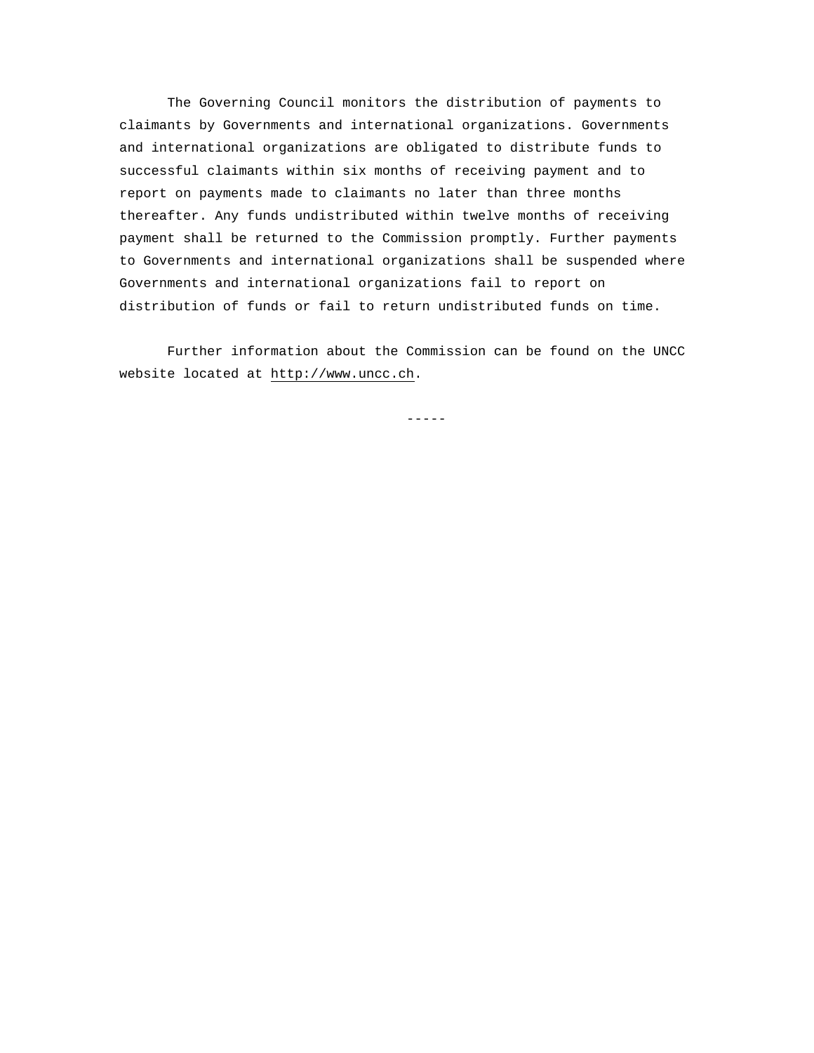The Governing Council monitors the distribution of payments to claimants by Governments and international organizations. Governments and international organizations are obligated to distribute funds to successful claimants within six months of receiving payment and to report on payments made to claimants no later than three months thereafter. Any funds undistributed within twelve months of receiving payment shall be returned to the Commission promptly. Further payments to Governments and international organizations shall be suspended where Governments and international organizations fail to report on distribution of funds or fail to return undistributed funds on time.

Further information about the Commission can be found on the UNCC website located at http://www.uncc.ch.

-----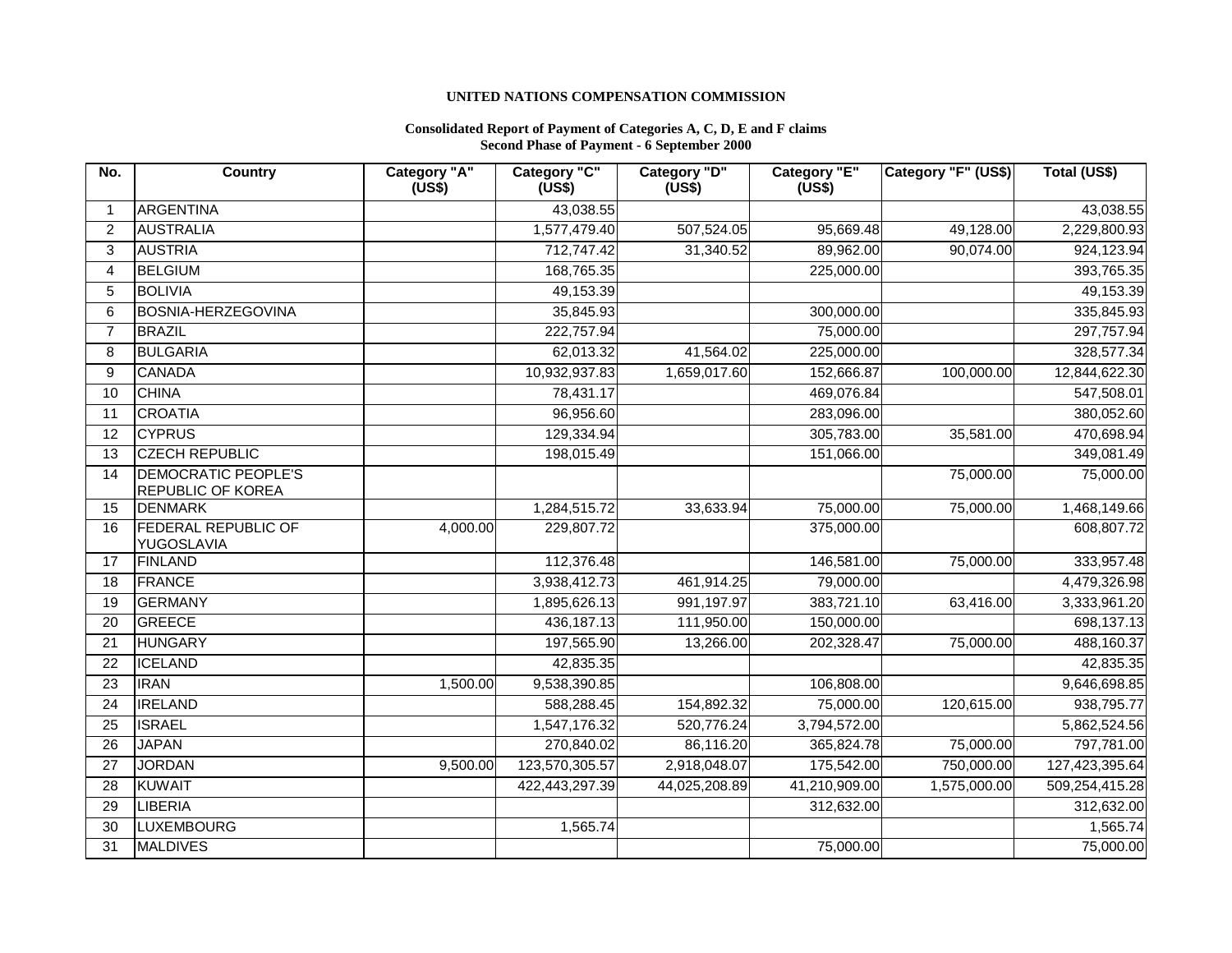**UNITED NATIONS COMPENSATION COMMISSION**

**Consolidated Report of Payment of Categories A, C, D, E and F claims**
**Second Phase of Payment - 6 September 2000**

| No. | Country | Category "A" (US$) | Category "C" (US$) | Category "D" (US$) | Category "E" (US$) | Category "F" (US$) | Total (US$) |
|---|---|---|---|---|---|---|---|
| 1 | ARGENTINA | | 43,038.55 | | | | 43,038.55 |
| 2 | AUSTRALIA | | 1,577,479.40 | 507,524.05 | 95,669.48 | 49,128.00 | 2,229,800.93 |
| 3 | AUSTRIA | | 712,747.42 | 31,340.52 | 89,962.00 | 90,074.00 | 924,123.94 |
| 4 | BELGIUM | | 168,765.35 | | 225,000.00 | | 393,765.35 |
| 5 | BOLIVIA | | 49,153.39 | | | | 49,153.39 |
| 6 | BOSNIA-HERZEGOVINA | | 35,845.93 | | 300,000.00 | | 335,845.93 |
| 7 | BRAZIL | | 222,757.94 | | 75,000.00 | | 297,757.94 |
| 8 | BULGARIA | | 62,013.32 | 41,564.02 | 225,000.00 | | 328,577.34 |
| 9 | CANADA | | 10,932,937.83 | 1,659,017.60 | 152,666.87 | 100,000.00 | 12,844,622.30 |
| 10 | CHINA | | 78,431.17 | | 469,076.84 | | 547,508.01 |
| 11 | CROATIA | | 96,956.60 | | 283,096.00 | | 380,052.60 |
| 12 | CYPRUS | | 129,334.94 | | 305,783.00 | 35,581.00 | 470,698.94 |
| 13 | CZECH REPUBLIC | | 198,015.49 | | 151,066.00 | | 349,081.49 |
| 14 | DEMOCRATIC PEOPLE'S REPUBLIC OF KOREA | | | | | 75,000.00 | 75,000.00 |
| 15 | DENMARK | | 1,284,515.72 | 33,633.94 | 75,000.00 | 75,000.00 | 1,468,149.66 |
| 16 | FEDERAL REPUBLIC OF YUGOSLAVIA | 4,000.00 | 229,807.72 | | 375,000.00 | | 608,807.72 |
| 17 | FINLAND | | 112,376.48 | | 146,581.00 | 75,000.00 | 333,957.48 |
| 18 | FRANCE | | 3,938,412.73 | 461,914.25 | 79,000.00 | | 4,479,326.98 |
| 19 | GERMANY | | 1,895,626.13 | 991,197.97 | 383,721.10 | 63,416.00 | 3,333,961.20 |
| 20 | GREECE | | 436,187.13 | 111,950.00 | 150,000.00 | | 698,137.13 |
| 21 | HUNGARY | | 197,565.90 | 13,266.00 | 202,328.47 | 75,000.00 | 488,160.37 |
| 22 | ICELAND | | 42,835.35 | | | | 42,835.35 |
| 23 | IRAN | 1,500.00 | 9,538,390.85 | | 106,808.00 | | 9,646,698.85 |
| 24 | IRELAND | | 588,288.45 | 154,892.32 | 75,000.00 | 120,615.00 | 938,795.77 |
| 25 | ISRAEL | | 1,547,176.32 | 520,776.24 | 3,794,572.00 | | 5,862,524.56 |
| 26 | JAPAN | | 270,840.02 | 86,116.20 | 365,824.78 | 75,000.00 | 797,781.00 |
| 27 | JORDAN | 9,500.00 | 123,570,305.57 | 2,918,048.07 | 175,542.00 | 750,000.00 | 127,423,395.64 |
| 28 | KUWAIT | | 422,443,297.39 | 44,025,208.89 | 41,210,909.00 | 1,575,000.00 | 509,254,415.28 |
| 29 | LIBERIA | | | | 312,632.00 | | 312,632.00 |
| 30 | LUXEMBOURG | | 1,565.74 | | | | 1,565.74 |
| 31 | MALDIVES | | | | 75,000.00 | | 75,000.00 |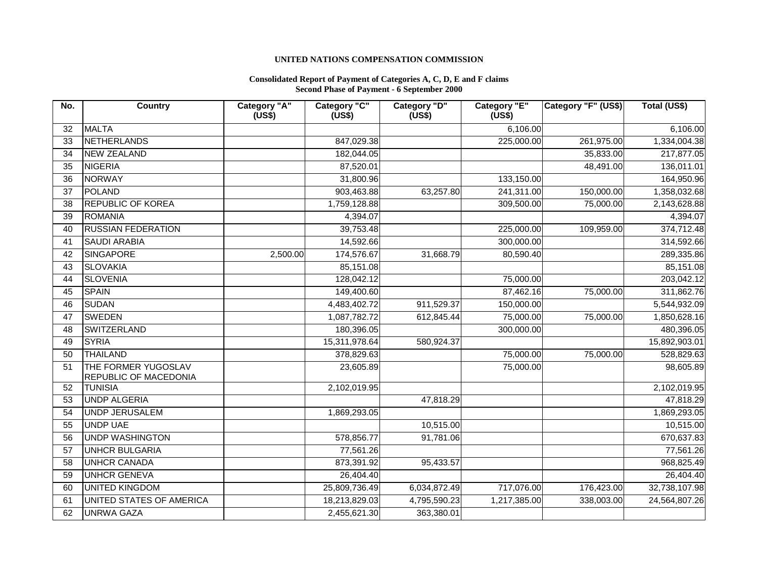**UNITED NATIONS COMPENSATION COMMISSION**

**Consolidated Report of Payment of Categories A, C, D, E and F claims**
**Second Phase of Payment - 6 September 2000**

| No. | Country | Category "A" (US$) | Category "C" (US$) | Category "D" (US$) | Category "E" (US$) | Category "F" (US$) | Total (US$) |
|---|---|---|---|---|---|---|---|
| 32 | MALTA | | | | 6,106.00 | | 6,106.00 |
| 33 | NETHERLANDS | | 847,029.38 | | 225,000.00 | 261,975.00 | 1,334,004.38 |
| 34 | NEW ZEALAND | | 182,044.05 | | | 35,833.00 | 217,877.05 |
| 35 | NIGERIA | | 87,520.01 | | | 48,491.00 | 136,011.01 |
| 36 | NORWAY | | 31,800.96 | | 133,150.00 | | 164,950.96 |
| 37 | POLAND | | 903,463.88 | 63,257.80 | 241,311.00 | 150,000.00 | 1,358,032.68 |
| 38 | REPUBLIC OF KOREA | | 1,759,128.88 | | 309,500.00 | 75,000.00 | 2,143,628.88 |
| 39 | ROMANIA | | 4,394.07 | | | | 4,394.07 |
| 40 | RUSSIAN FEDERATION | | 39,753.48 | | 225,000.00 | 109,959.00 | 374,712.48 |
| 41 | SAUDI ARABIA | | 14,592.66 | | 300,000.00 | | 314,592.66 |
| 42 | SINGAPORE | 2,500.00 | 174,576.67 | 31,668.79 | 80,590.40 | | 289,335.86 |
| 43 | SLOVAKIA | | 85,151.08 | | | | 85,151.08 |
| 44 | SLOVENIA | | 128,042.12 | | 75,000.00 | | 203,042.12 |
| 45 | SPAIN | | 149,400.60 | | 87,462.16 | 75,000.00 | 311,862.76 |
| 46 | SUDAN | | 4,483,402.72 | 911,529.37 | 150,000.00 | | 5,544,932.09 |
| 47 | SWEDEN | | 1,087,782.72 | 612,845.44 | 75,000.00 | 75,000.00 | 1,850,628.16 |
| 48 | SWITZERLAND | | 180,396.05 | | 300,000.00 | | 480,396.05 |
| 49 | SYRIA | | 15,311,978.64 | 580,924.37 | | | 15,892,903.01 |
| 50 | THAILAND | | 378,829.63 | | 75,000.00 | 75,000.00 | 528,829.63 |
| 51 | THE FORMER YUGOSLAV REPUBLIC OF MACEDONIA | | 23,605.89 | | 75,000.00 | | 98,605.89 |
| 52 | TUNISIA | | 2,102,019.95 | | | | 2,102,019.95 |
| 53 | UNDP ALGERIA | | | 47,818.29 | | | 47,818.29 |
| 54 | UNDP JERUSALEM | | 1,869,293.05 | | | | 1,869,293.05 |
| 55 | UNDP UAE | | | 10,515.00 | | | 10,515.00 |
| 56 | UNDP WASHINGTON | | 578,856.77 | 91,781.06 | | | 670,637.83 |
| 57 | UNHCR BULGARIA | | 77,561.26 | | | | 77,561.26 |
| 58 | UNHCR CANADA | | 873,391.92 | 95,433.57 | | | 968,825.49 |
| 59 | UNHCR GENEVA | | 26,404.40 | | | | 26,404.40 |
| 60 | UNITED KINGDOM | | 25,809,736.49 | 6,034,872.49 | 717,076.00 | 176,423.00 | 32,738,107.98 |
| 61 | UNITED STATES OF AMERICA | | 18,213,829.03 | 4,795,590.23 | 1,217,385.00 | 338,003.00 | 24,564,807.26 |
| 62 | UNRWA GAZA | | 2,455,621.30 | 363,380.01 | | | |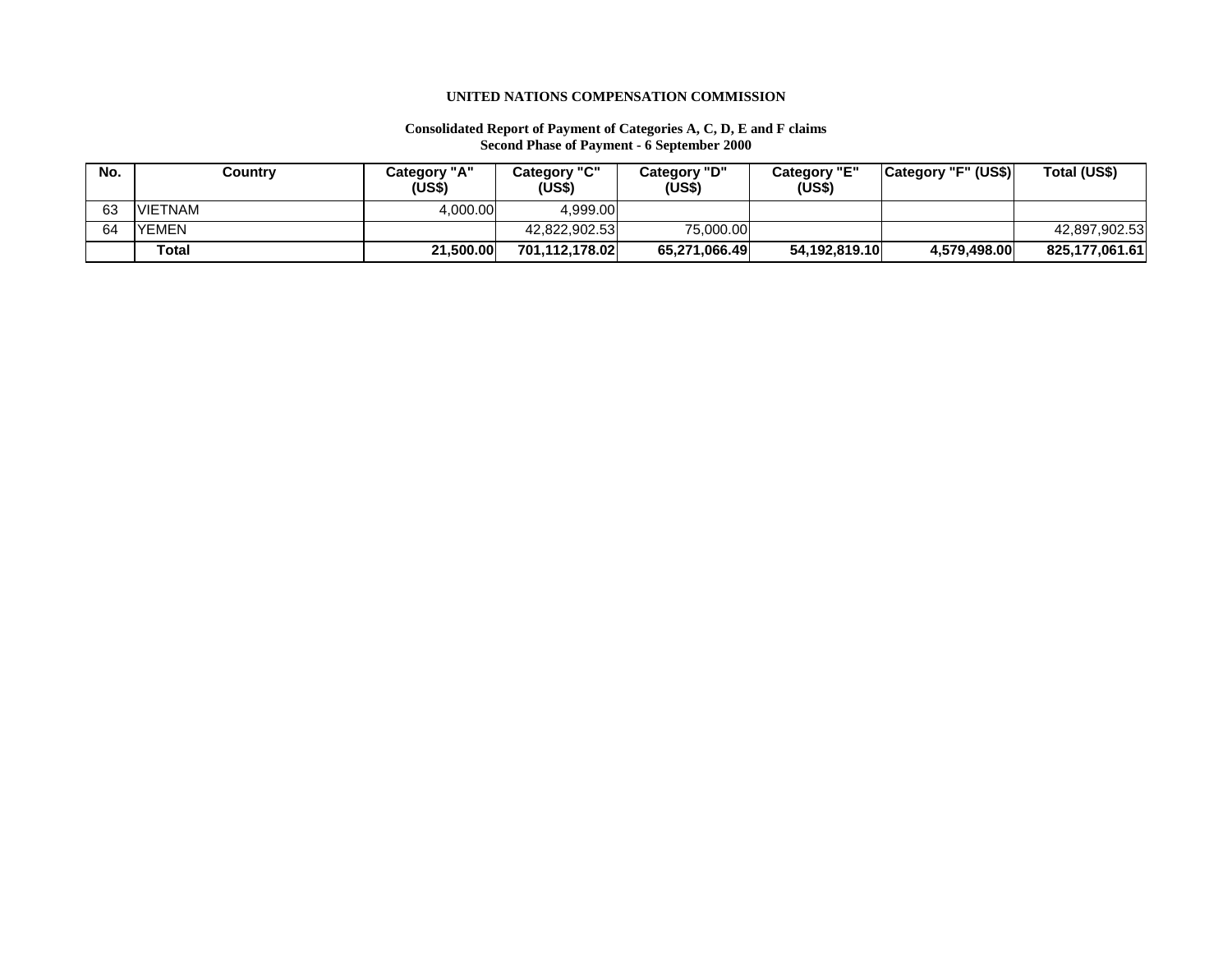**UNITED NATIONS COMPENSATION COMMISSION**

**Consolidated Report of Payment of Categories A, C, D, E and F claims**
**Second Phase of Payment - 6 September 2000**

| No. | Country | Category "A" (US$) | Category "C" (US$) | Category "D" (US$) | Category "E" (US$) | Category "F" (US$) | Total (US$) |
|---|---|---|---|---|---|---|---|
| 63 | VIETNAM | 4,000.00 | 4,999.00 | | | | |
| 64 | YEMEN | | 42,822,902.53 | 75,000.00 | | | 42,897,902.53 |
| | **Total** | **21,500.00** | **701,112,178.02** | **65,271,066.49** | **54,192,819.10** | **4,579,498.00** | **825,177,061.61** |